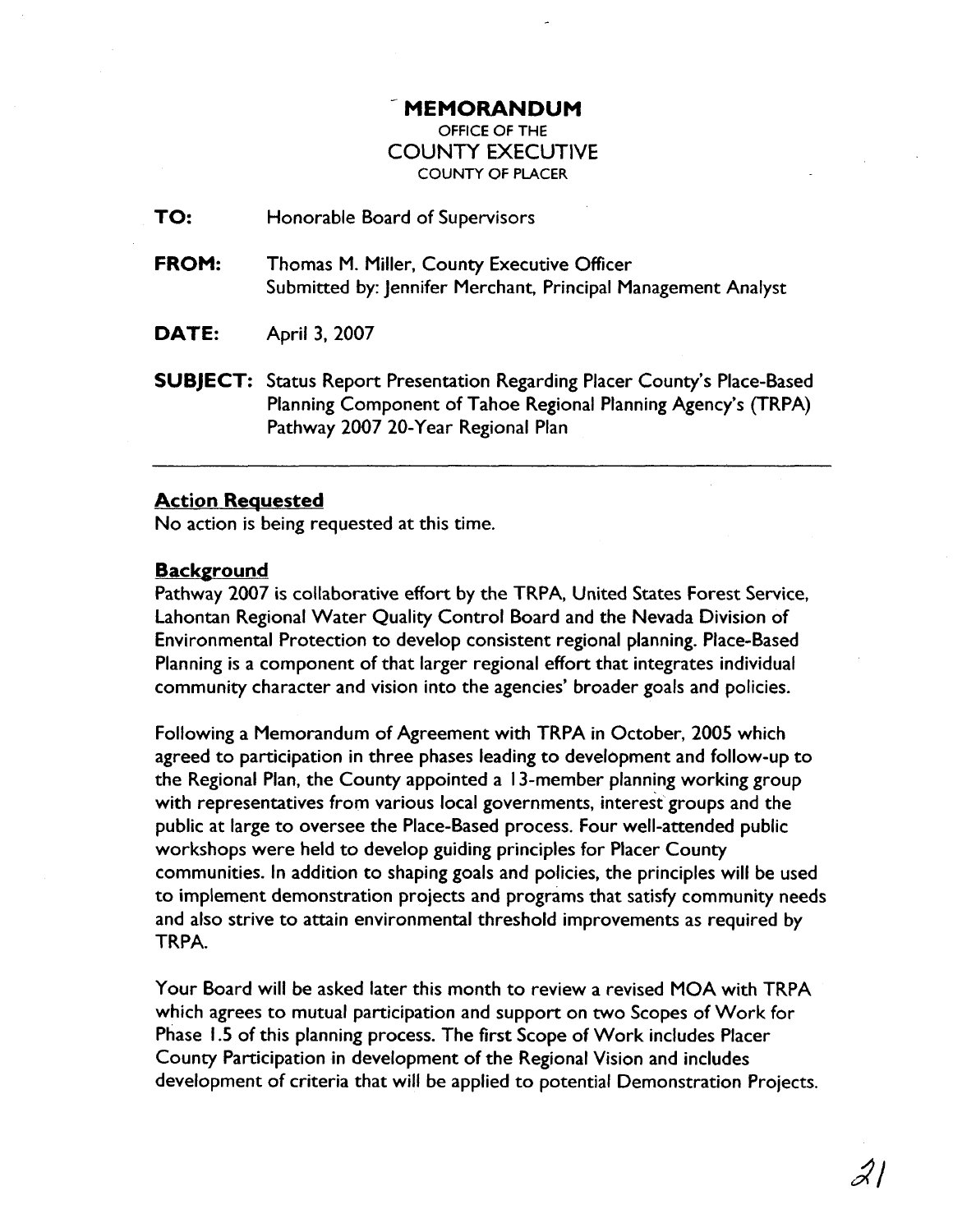# MEMORANDUM

OFFICE OF THE
COUNTY EXECUTIVE
COUNTY OF PLACER

**TO:** Honorable Board of Supervisors

**FROM:** Thomas M. Miller, County Executive Officer
Submitted by: Jennifer Merchant, Principal Management Analyst

**DATE:** April 3, 2007

**SUBJECT:** Status Report Presentation Regarding Placer County's Place-Based Planning Component of Tahoe Regional Planning Agency's (TRPA) Pathway 2007 20-Year Regional Plan

---

## Action Requested

No action is being requested at this time.

## Background

Pathway 2007 is collaborative effort by the TRPA, United States Forest Service, Lahontan Regional Water Quality Control Board and the Nevada Division of Environmental Protection to develop consistent regional planning. Place-Based Planning is a component of that larger regional effort that integrates individual community character and vision into the agencies' broader goals and policies.

Following a Memorandum of Agreement with TRPA in October, 2005 which agreed to participation in three phases leading to development and follow-up to the Regional Plan, the County appointed a 13-member planning working group with representatives from various local governments, interest groups and the public at large to oversee the Place-Based process. Four well-attended public workshops were held to develop guiding principles for Placer County communities. In addition to shaping goals and policies, the principles will be used to implement demonstration projects and programs that satisfy community needs and also strive to attain environmental threshold improvements as required by TRPA.

Your Board will be asked later this month to review a revised MOA with TRPA which agrees to mutual participation and support on two Scopes of Work for Phase 1.5 of this planning process. The first Scope of Work includes Placer County Participation in development of the Regional Vision and includes development of criteria that will be applied to potential Demonstration Projects.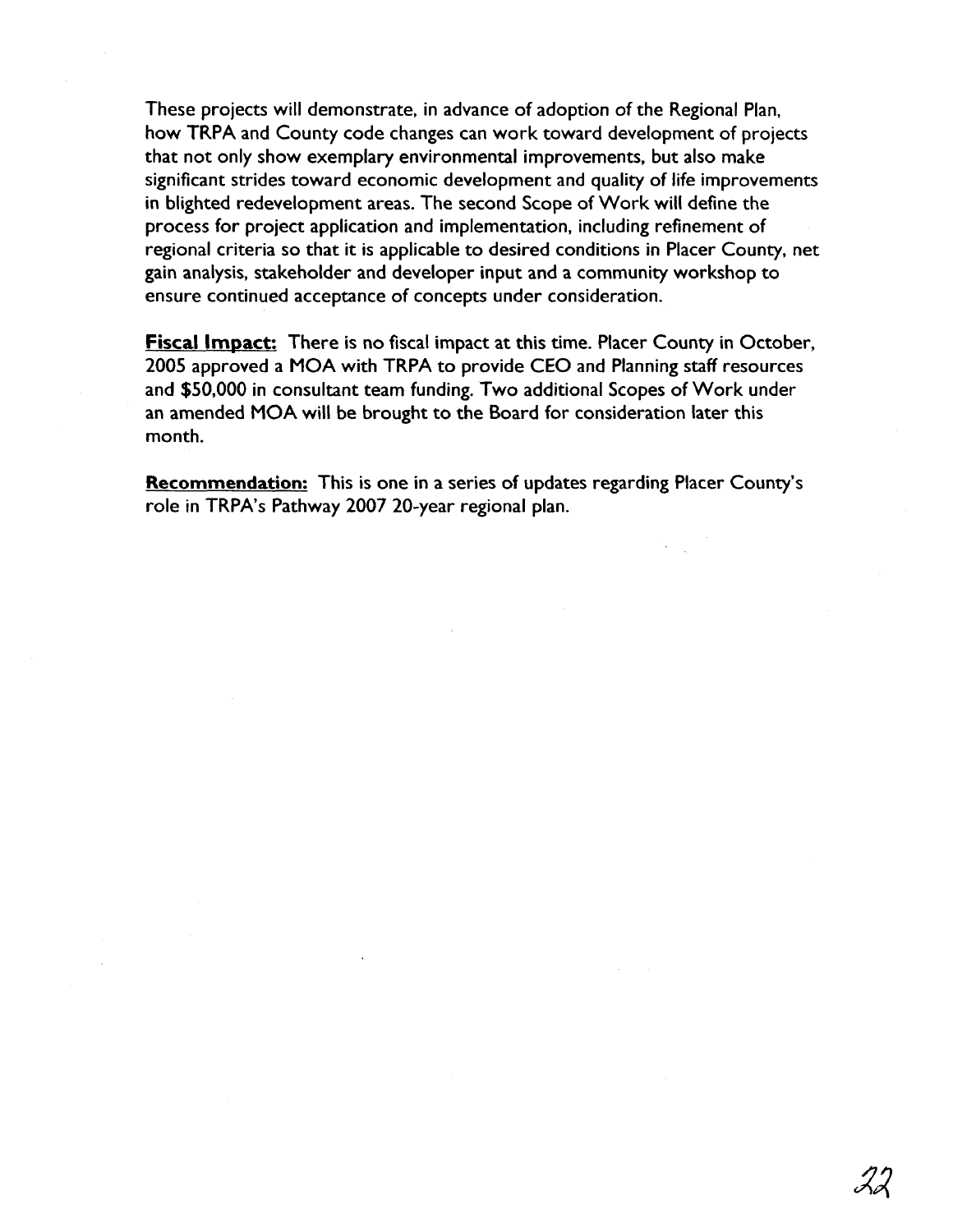These projects will demonstrate, in advance of adoption of the Regional Plan, how TRPA and County code changes can work toward development of projects that not only show exemplary environmental improvements, but also make significant strides toward economic development and quality of life improvements in blighted redevelopment areas. The second Scope of Work will define the process for project application and implementation, including refinement of regional criteria so that it is applicable to desired conditions in Placer County, net gain analysis, stakeholder and developer input and a community workshop to ensure continued acceptance of concepts under consideration.

**Fiscal Impact:** There is no fiscal impact at this time. Placer County in October, 2005 approved a MOA with TRPA to provide CEO and Planning staff resources and $50,000 in consultant team funding. Two additional Scopes of Work under an amended MOA will be brought to the Board for consideration later this month.

**Recommendation:** This is one in a series of updates regarding Placer County's role in TRPA's Pathway 2007 20-year regional plan.